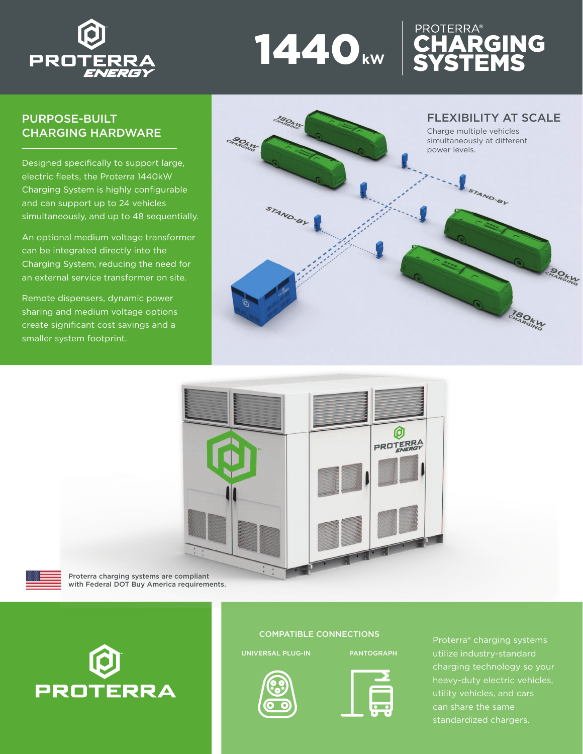# 1440 kW PROTERRA® CHARGING SYSTEMS

## PURPOSE-BUILT CHARGING HARDWARE

Designed specifically to support large, electric fleets, the Proterra 1440kW Charging System is highly configurable and can support up to 24 vehicles simultaneously, and up to 48 sequentially.

An optional medium voltage transformer can be integrated directly into the Charging System, reducing the need for an external service transformer on site.

Remote dispensers, dynamic power sharing and medium voltage options create significant cost savings and a smaller system footprint.

## FLEXIBILITY AT SCALE

Charge multiple vehicles simultaneously at different power levels.

Proterra charging systems are compliant with Federal DOT Buy America requirements.

## COMPATIBLE CONNECTIONS

UNIVERSAL PLUG-IN

PANTOGRAPH

Proterra® charging systems utilize industry-standard charging technology so your heavy-duty electric vehicles, utility vehicles, and cars can share the same standardized chargers.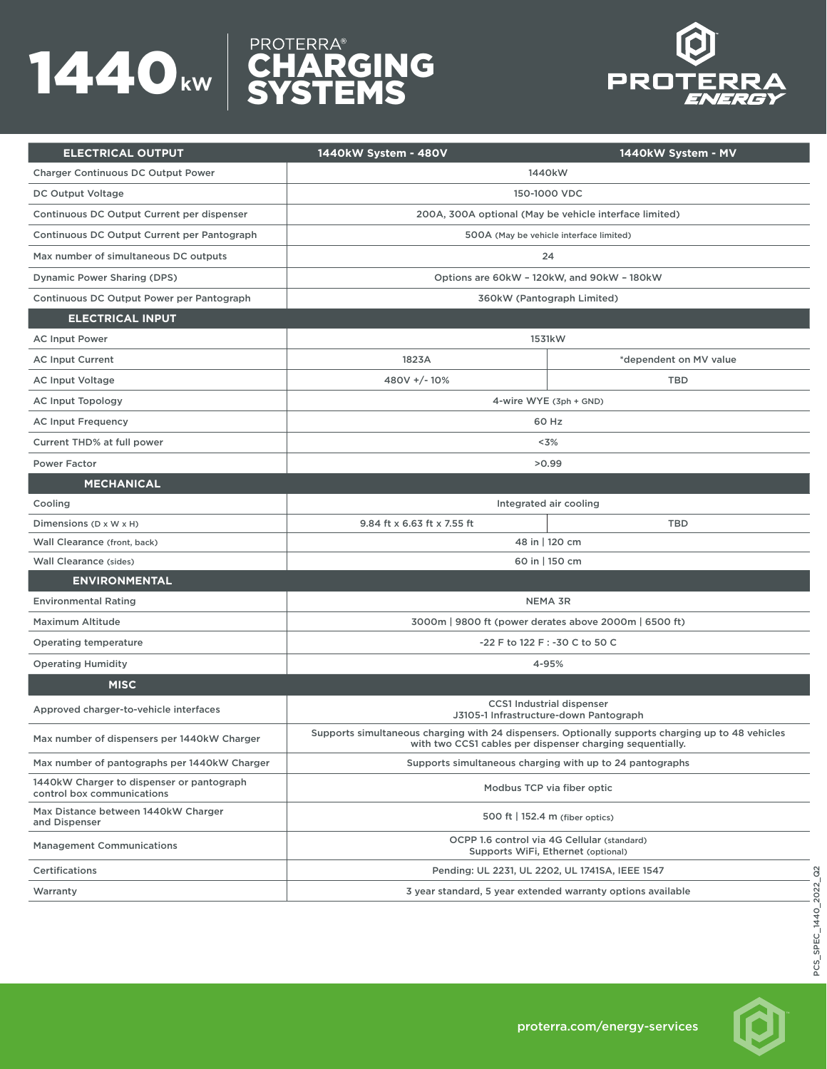# 1440kW PROTERRA® CHARGING SYSTEMS

PROTERRA ENERGY

| ELECTRICAL OUTPUT | 1440kW System - 480V | 1440kW System - MV |
|---|---|---|
| Charger Continuous DC Output Power | 1440kW | |
| DC Output Voltage | 150-1000 VDC | |
| Continuous DC Output Current per dispenser | 200A, 300A optional (May be vehicle interface limited) | |
| Continuous DC Output Current per Pantograph | 500A (May be vehicle interface limited) | |
| Max number of simultaneous DC outputs | 24 | |
| Dynamic Power Sharing (DPS) | Options are 60kW – 120kW, and 90kW – 180kW | |
| Continuous DC Output Power per Pantograph | 360kW (Pantograph Limited) | |
| **ELECTRICAL INPUT** | | |
| AC Input Power | 1531kW | |
| AC Input Current | 1823A | *dependent on MV value |
| AC Input Voltage | 480V +/- 10% | TBD |
| AC Input Topology | 4-wire WYE (3ph + GND) | |
| AC Input Frequency | 60 Hz | |
| Current THD% at full power | <3% | |
| Power Factor | >0.99 | |
| **MECHANICAL** | | |
| Cooling | Integrated air cooling | |
| Dimensions (D x W x H) | 9.84 ft x 6.63 ft x 7.55 ft | TBD |
| Wall Clearance (front, back) | 48 in \| 120 cm | |
| Wall Clearance (sides) | 60 in \| 150 cm | |
| **ENVIRONMENTAL** | | |
| Environmental Rating | NEMA 3R | |
| Maximum Altitude | 3000m \| 9800 ft (power derates above 2000m \| 6500 ft) | |
| Operating temperature | -22 F to 122 F : -30 C to 50 C | |
| Operating Humidity | 4-95% | |
| **MISC** | | |
| Approved charger-to-vehicle interfaces | CCS1 Industrial dispenser<br>J3105-1 Infrastructure-down Pantograph | |
| Max number of dispensers per 1440kW Charger | Supports simultaneous charging with 24 dispensers. Optionally supports charging up to 48 vehicles with two CCS1 cables per dispenser charging sequentially. | |
| Max number of pantographs per 1440kW Charger | Supports simultaneous charging with up to 24 pantographs | |
| 1440kW Charger to dispenser or pantograph control box communications | Modbus TCP via fiber optic | |
| Max Distance between 1440kW Charger and Dispenser | 500 ft \| 152.4 m (fiber optics) | |
| Management Communications | OCPP 1.6 control via 4G Cellular (standard)<br>Supports WiFi, Ethernet (optional) | |
| Certifications | Pending: UL 2231, UL 2202, UL 1741SA, IEEE 1547 | |
| Warranty | 3 year standard, 5 year extended warranty options available | |

PCS_SPEC_1440_2022_Q2

proterra.com/energy-services